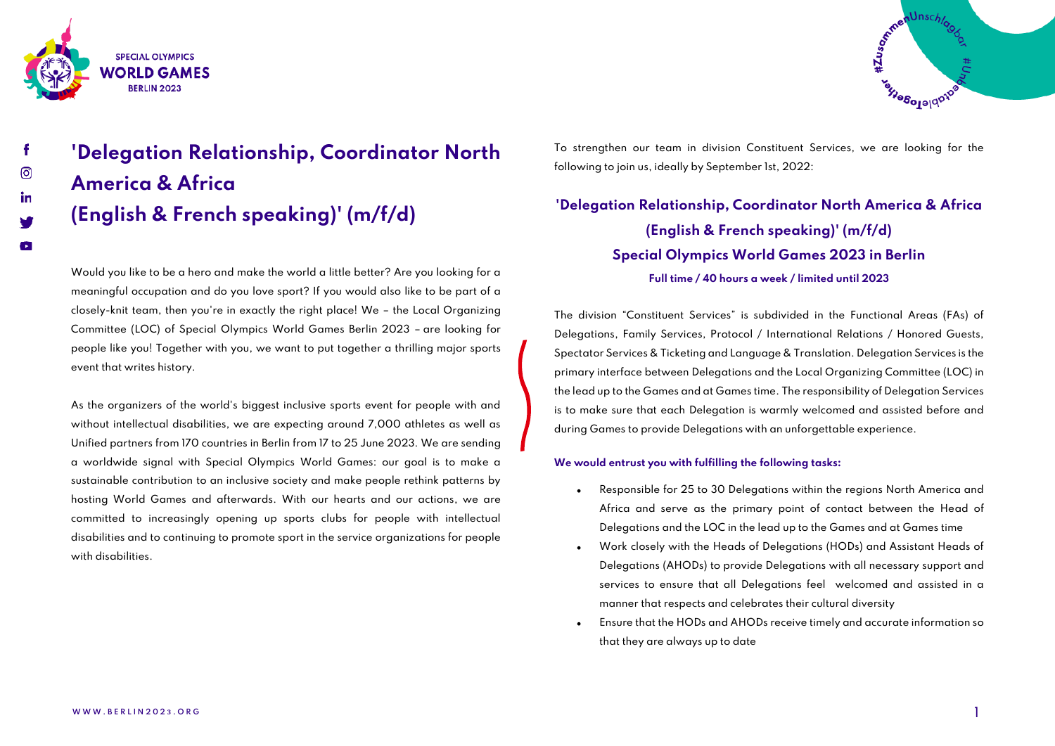# 'Delegation Relationship, Coordinator North America & Africa (English & French speaking)' (m/f/d)

Would you like to be a hero and make the world a little better? Are you looking for a meaningful occupation and do you love sport? If you would also like to be part of a closely-knit team, then you're in exactly the right place! We – the Local Organizing Committee (LOC) of Special Olympics World Games Berlin 2023 – are looking for people like you! Together with you, we want to put together a thrilling major sports event that writes history.

As the organizers of the world's biggest inclusive sports event for people with and without intellectual disabilities, we are expecting around 7,000 athletes as well as Unified partners from 170 countries in Berlin from 17 to 25 June 2023. We are sending a worldwide signal with Special Olympics World Games: our goal is to make a sustainable contribution to an inclusive society and make people rethink patterns by hosting World Games and afterwards. With our hearts and our actions, we are committed to increasingly opening up sports clubs for people with intellectual disabilities and to continuing to promote sport in the service organizations for people with disabilities.

To strengthen our team in division Constituent Services, we are looking for the following to join us, ideally by September 1st, 2022:

## 'Delegation Relationship, Coordinator North America & Africa (English & French speaking)' (m/f/d) Special Olympics World Games 2023 in Berlin

**Full time / 40 hours a week / limited until 2023**

The division "Constituent Services" is subdivided in the Functional Areas (FAs) of Delegations, Family Services, Protocol / International Relations / Honored Guests, Spectator Services & Ticketing and Language & Translation. Delegation Services is the primary interface between Delegations and the Local Organizing Committee (LOC) in the lead up to the Games and at Games time. The responsibility of Delegation Services is to make sure that each Delegation is warmly welcomed and assisted before and during Games to provide Delegations with an unforgettable experience.

**We would entrust you with fulfilling the following tasks:**

- Responsible for 25 to 30 Delegations within the regions North America and Africa and serve as the primary point of contact between the Head of Delegations and the LOC in the lead up to the Games and at Games time
- Work closely with the Heads of Delegations (HODs) and Assistant Heads of Delegations (AHODs) to provide Delegations with all necessary support and services to ensure that all Delegations feel welcomed and assisted in a manner that respects and celebrates their cultural diversity
- Ensure that the HODs and AHODs receive timely and accurate information so that they are always up to date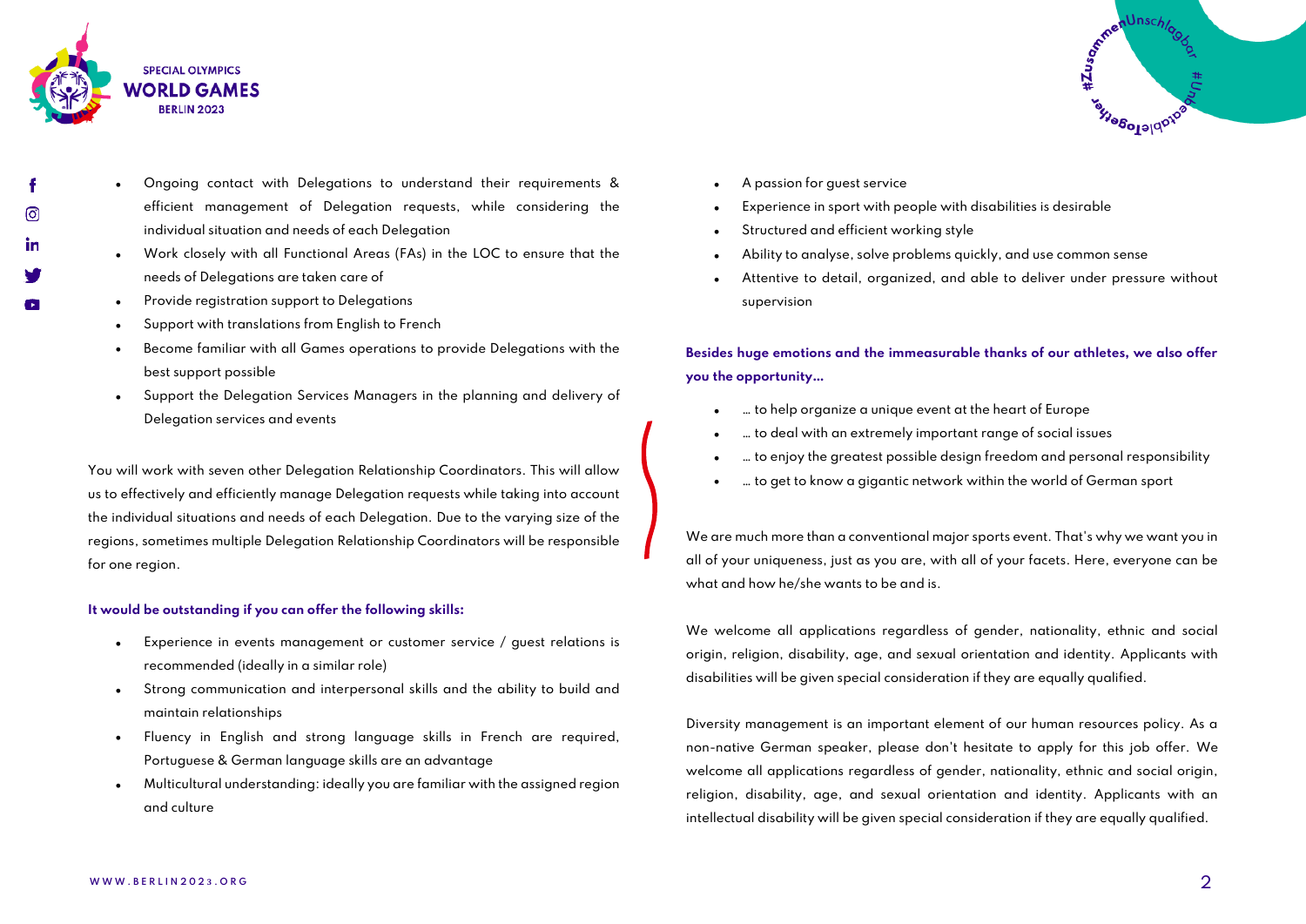- Ongoing contact with Delegations to understand their requirements & efficient management of Delegation requests, while considering the individual situation and needs of each Delegation
- Work closely with all Functional Areas (FAs) in the LOC to ensure that the needs of Delegations are taken care of
- Provide registration support to Delegations
- Support with translations from English to French
- Become familiar with all Games operations to provide Delegations with the best support possible
- Support the Delegation Services Managers in the planning and delivery of Delegation services and events

You will work with seven other Delegation Relationship Coordinators. This will allow us to effectively and efficiently manage Delegation requests while taking into account the individual situations and needs of each Delegation. Due to the varying size of the regions, sometimes multiple Delegation Relationship Coordinators will be responsible for one region.

**It would be outstanding if you can offer the following skills:**

- Experience in events management or customer service / guest relations is recommended (ideally in a similar role)
- Strong communication and interpersonal skills and the ability to build and maintain relationships
- Fluency in English and strong language skills in French are required, Portuguese & German language skills are an advantage
- Multicultural understanding: ideally you are familiar with the assigned region and culture
- A passion for guest service
- Experience in sport with people with disabilities is desirable
- Structured and efficient working style
- Ability to analyse, solve problems quickly, and use common sense
- Attentive to detail, organized, and able to deliver under pressure without supervision

**Besides huge emotions and the immeasurable thanks of our athletes, we also offer you the opportunity…**

- … to help organize a unique event at the heart of Europe
- … to deal with an extremely important range of social issues
- … to enjoy the greatest possible design freedom and personal responsibility
- … to get to know a gigantic network within the world of German sport

We are much more than a conventional major sports event. That's why we want you in all of your uniqueness, just as you are, with all of your facets. Here, everyone can be what and how he/she wants to be and is.

We welcome all applications regardless of gender, nationality, ethnic and social origin, religion, disability, age, and sexual orientation and identity. Applicants with disabilities will be given special consideration if they are equally qualified.

Diversity management is an important element of our human resources policy. As a non-native German speaker, please don't hesitate to apply for this job offer. We welcome all applications regardless of gender, nationality, ethnic and social origin, religion, disability, age, and sexual orientation and identity. Applicants with an intellectual disability will be given special consideration if they are equally qualified.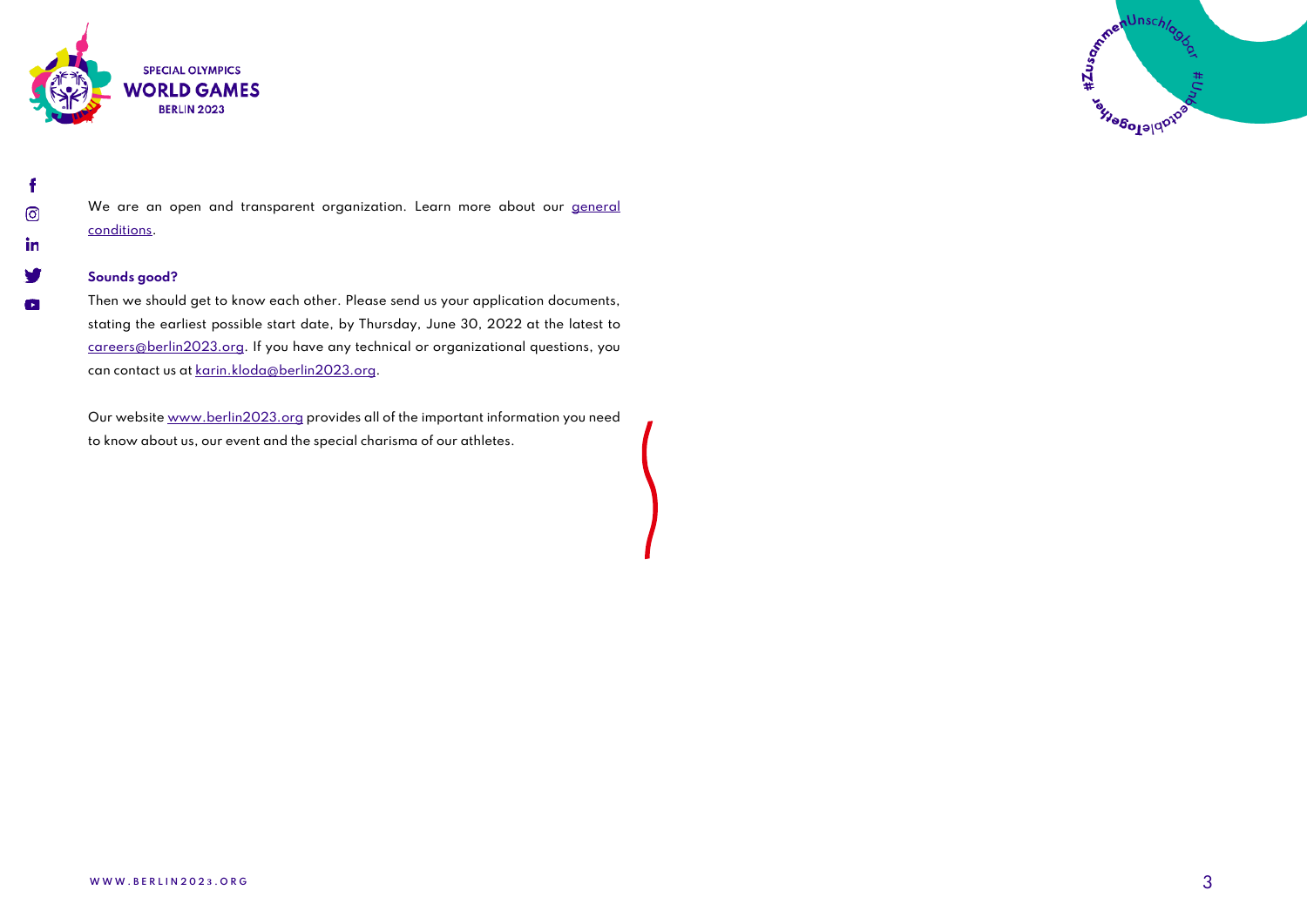We are an open and transparent organization. Learn more about our general conditions.

**Sounds good?**

Then we should get to know each other. Please send us your application documents, stating the earliest possible start date, by Thursday, June 30, 2022 at the latest to careers@berlin2023.org. If you have any technical or organizational questions, you can contact us at karin.kloda@berlin2023.org.

Our website www.berlin2023.org provides all of the important information you need to know about us, our event and the special charisma of our athletes.